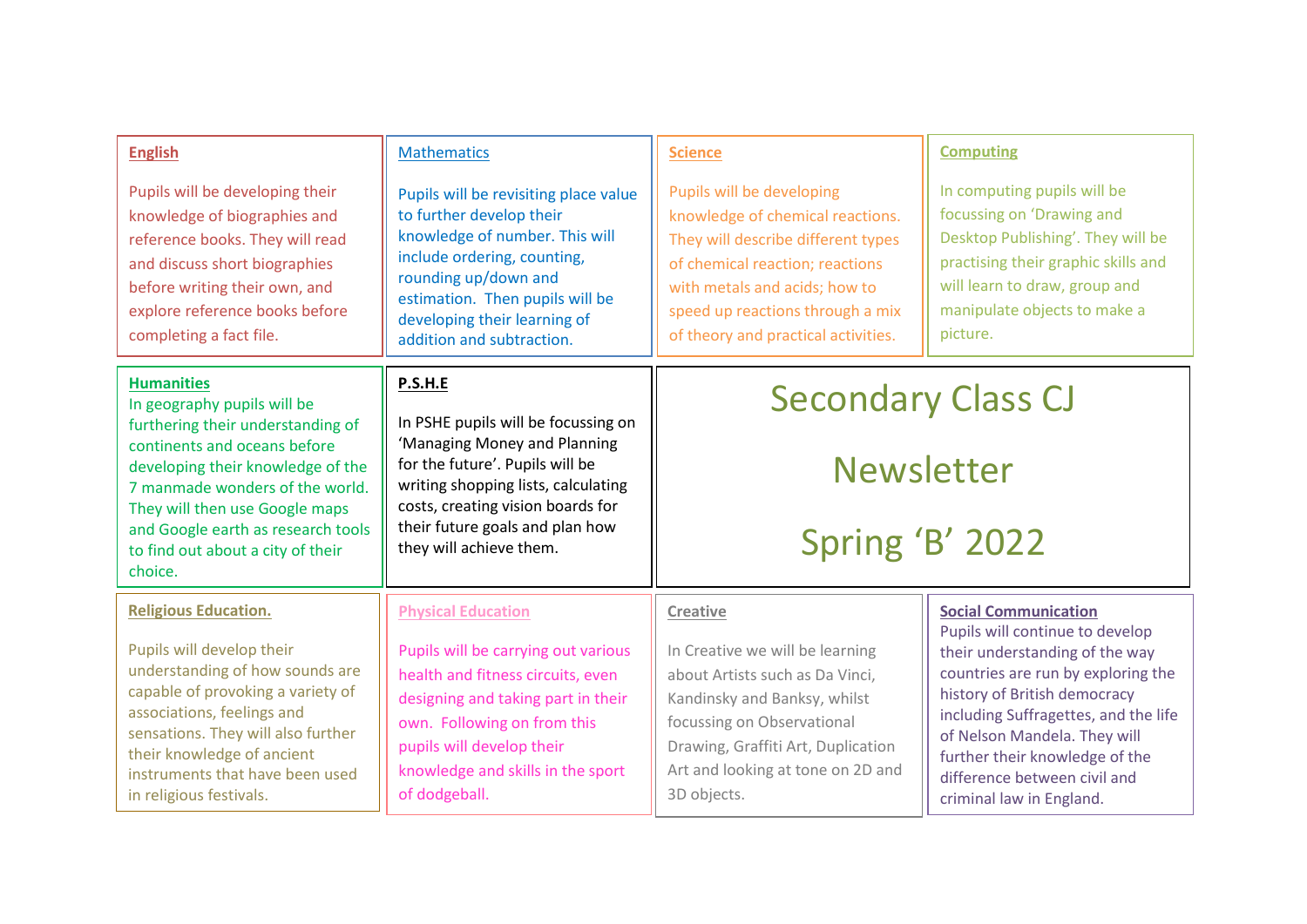# Secondary Class CJ

# Newsletter

# Spring 'B' 2022

## English

Pupils will be developing their knowledge of biographies and reference books. They will read and discuss short biographies before writing their own, and explore reference books before completing a fact file.

## Mathematics

Pupils will be revisiting place value to further develop their knowledge of number. This will include ordering, counting, rounding up/down and estimation. Then pupils will be developing their learning of addition and subtraction.

## Science

Pupils will be developing knowledge of chemical reactions. They will describe different types of chemical reaction; reactions with metals and acids; how to speed up reactions through a mix of theory and practical activities.

## Computing

In computing pupils will be focussing on 'Drawing and Desktop Publishing'. They will be practising their graphic skills and will learn to draw, group and manipulate objects to make a picture.

## Humanities

In geography pupils will be furthering their understanding of continents and oceans before developing their knowledge of the 7 manmade wonders of the world. They will then use Google maps and Google earth as research tools to find out about a city of their choice.

## P.S.H.E

In PSHE pupils will be focussing on 'Managing Money and Planning for the future'. Pupils will be writing shopping lists, calculating costs, creating vision boards for their future goals and plan how they will achieve them.

## Religious Education.

Pupils will develop their understanding of how sounds are capable of provoking a variety of associations, feelings and sensations. They will also further their knowledge of ancient instruments that have been used in religious festivals.

## Physical Education

Pupils will be carrying out various health and fitness circuits, even designing and taking part in their own. Following on from this pupils will develop their knowledge and skills in the sport of dodgeball.

## Creative

In Creative we will be learning about Artists such as Da Vinci, Kandinsky and Banksy, whilst focussing on Observational Drawing, Graffiti Art, Duplication Art and looking at tone on 2D and 3D objects.

## Social Communication

Pupils will continue to develop their understanding of the way countries are run by exploring the history of British democracy including Suffragettes, and the life of Nelson Mandela. They will further their knowledge of the difference between civil and criminal law in England.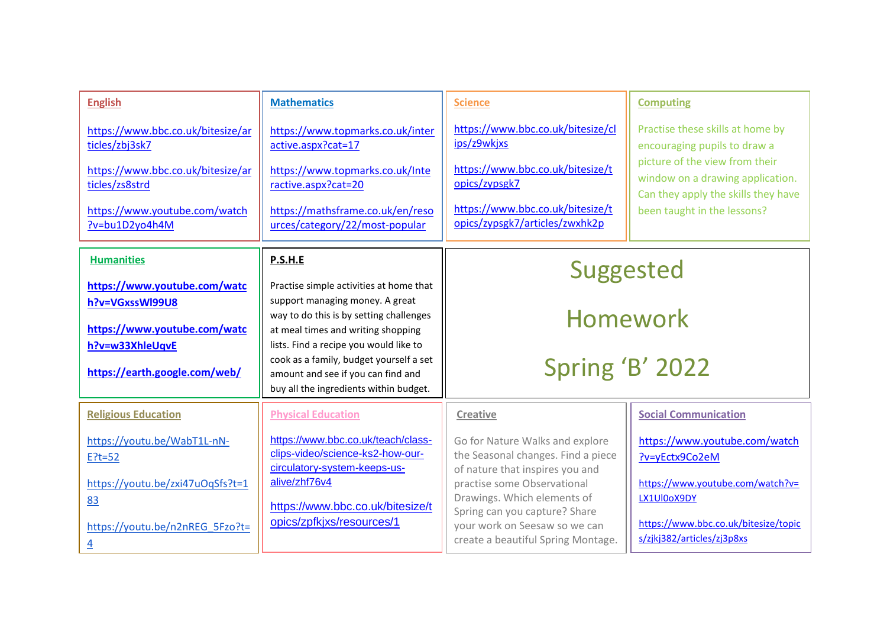# Suggested Homework Spring 'B' 2022

## English

https://www.bbc.co.uk/bitesize/articles/zbj3sk7

https://www.bbc.co.uk/bitesize/articles/zs8strd

https://www.youtube.com/watch?v=bu1D2yo4h4M

## Mathematics

https://www.topmarks.co.uk/interactive.aspx?cat=17

https://www.topmarks.co.uk/Interactive.aspx?cat=20

https://mathsframe.co.uk/en/resources/category/22/most-popular

## Science

https://www.bbc.co.uk/bitesize/clips/z9wkjxs

https://www.bbc.co.uk/bitesize/topics/zypsgk7

https://www.bbc.co.uk/bitesize/topics/zypsgk7/articles/zwxhk2p

## Computing

Practise these skills at home by encouraging pupils to draw a picture of the view from their window on a drawing application. Can they apply the skills they have been taught in the lessons?

## Humanities

**https://www.youtube.com/watch?v=VGxssWl99U8**

**https://www.youtube.com/watch?v=w33XhleUqvE**

**https://earth.google.com/web/**

## P.S.H.E

Practise simple activities at home that support managing money. A great way to do this is by setting challenges at meal times and writing shopping lists. Find a recipe you would like to cook as a family, budget yourself a set amount and see if you can find and buy all the ingredients within budget.

## Religious Education

https://youtu.be/WabT1L-nN-E?t=52

https://youtu.be/zxi47uOqSfs?t=183

https://youtu.be/n2nREG_5Fzo?t=4

## Physical Education

https://www.bbc.co.uk/teach/class-clips-video/science-ks2-how-our-circulatory-system-keeps-us-alive/zhf76v4

https://www.bbc.co.uk/bitesize/topics/zpfkjxs/resources/1

## Creative

Go for Nature Walks and explore the Seasonal changes. Find a piece of nature that inspires you and practise some Observational Drawings. Which elements of Spring can you capture? Share your work on Seesaw so we can create a beautiful Spring Montage.

## Social Communication

https://www.youtube.com/watch?v=yEctx9Co2eM

https://www.youtube.com/watch?v=LX1UI0oX9DY

https://www.bbc.co.uk/bitesize/topics/zjkj382/articles/zj3p8xs